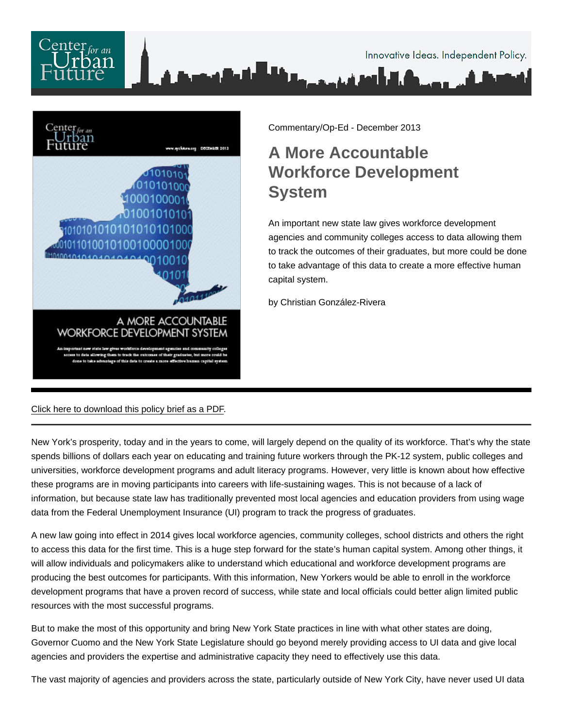Commentary/Op-Ed - December 2013

# A More Accountable Workforce Development System

An important new state law gives workforce development agencies and community colleges access to data allowing them to track the outcomes of their graduates, but more could be done to take advantage of this data to create a more effective human capital system.

by Christian González-Rivera

Click here to download this policy brief as a PDF.

New York's prosperity, today and in the years to come, will largely depend on the quality of its workforce. That's why the state spends billions of dollars each year on educating and training future workers through the PK-12 system, public colleges and universities, workforce development programs and adult literacy programs. However, very little is known about how effective these programs are in moving participants into careers with life-sustaining wages. This is not because of a lack of information, but because state law has traditionally prevented most local agencies and education providers from using wage data from the Federal Unemployment Insurance (UI) program to track the progress of graduates.

A new law going into effect in 2014 gives local workforce agencies, community colleges, school districts and others the right to access this data for the first time. This is a huge step forward for the state's human capital system. Among other things, it will allow individuals and policymakers alike to understand which educational and workforce development programs are producing the best outcomes for participants. With this information, New Yorkers would be able to enroll in the workforce development programs that have a proven record of success, while state and local officials could better align limited public resources with the most successful programs.

But to make the most of this opportunity and bring New York State practices in line with what other states are doing, Governor Cuomo and the New York State Legislature should go beyond merely providing access to UI data and give local agencies and providers the expertise and administrative capacity they need to effectively use this data.

The vast majority of agencies and providers across the state, particularly outside of New York City, have never used UI data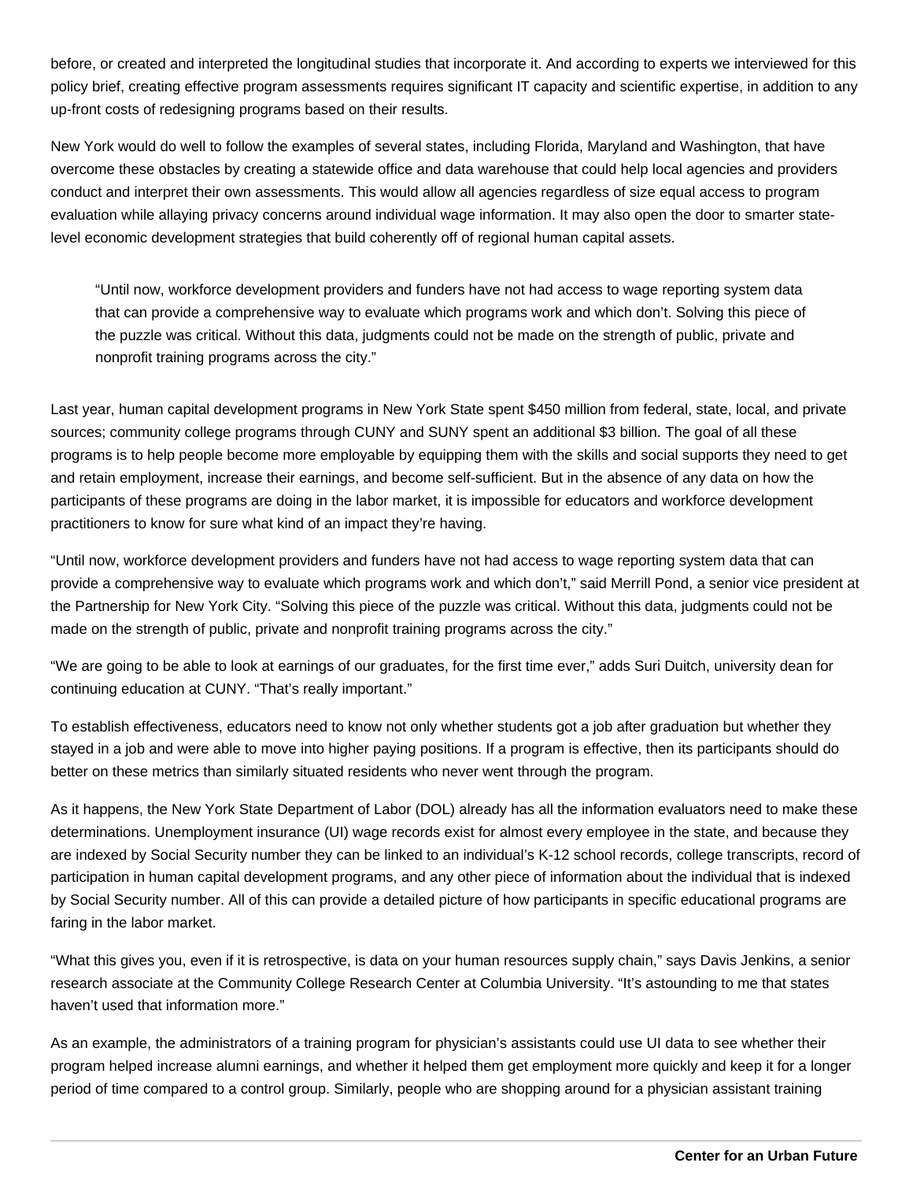before, or created and interpreted the longitudinal studies that incorporate it. And according to experts we interviewed for this policy brief, creating effective program assessments requires significant IT capacity and scientific expertise, in addition to any up-front costs of redesigning programs based on their results.

New York would do well to follow the examples of several states, including Florida, Maryland and Washington, that have overcome these obstacles by creating a statewide office and data warehouse that could help local agencies and providers conduct and interpret their own assessments. This would allow all agencies regardless of size equal access to program evaluation while allaying privacy concerns around individual wage information. It may also open the door to smarter state-level economic development strategies that build coherently off of regional human capital assets.

> "Until now, workforce development providers and funders have not had access to wage reporting system data that can provide a comprehensive way to evaluate which programs work and which don't. Solving this piece of the puzzle was critical. Without this data, judgments could not be made on the strength of public, private and nonprofit training programs across the city."

Last year, human capital development programs in New York State spent $450 million from federal, state, local, and private sources; community college programs through CUNY and SUNY spent an additional $3 billion. The goal of all these programs is to help people become more employable by equipping them with the skills and social supports they need to get and retain employment, increase their earnings, and become self-sufficient. But in the absence of any data on how the participants of these programs are doing in the labor market, it is impossible for educators and workforce development practitioners to know for sure what kind of an impact they're having.

"Until now, workforce development providers and funders have not had access to wage reporting system data that can provide a comprehensive way to evaluate which programs work and which don't," said Merrill Pond, a senior vice president at the Partnership for New York City. "Solving this piece of the puzzle was critical. Without this data, judgments could not be made on the strength of public, private and nonprofit training programs across the city."

"We are going to be able to look at earnings of our graduates, for the first time ever," adds Suri Duitch, university dean for continuing education at CUNY. "That's really important."

To establish effectiveness, educators need to know not only whether students got a job after graduation but whether they stayed in a job and were able to move into higher paying positions. If a program is effective, then its participants should do better on these metrics than similarly situated residents who never went through the program.

As it happens, the New York State Department of Labor (DOL) already has all the information evaluators need to make these determinations. Unemployment insurance (UI) wage records exist for almost every employee in the state, and because they are indexed by Social Security number they can be linked to an individual's K-12 school records, college transcripts, record of participation in human capital development programs, and any other piece of information about the individual that is indexed by Social Security number. All of this can provide a detailed picture of how participants in specific educational programs are faring in the labor market.

"What this gives you, even if it is retrospective, is data on your human resources supply chain," says Davis Jenkins, a senior research associate at the Community College Research Center at Columbia University. "It's astounding to me that states haven't used that information more."

As an example, the administrators of a training program for physician's assistants could use UI data to see whether their program helped increase alumni earnings, and whether it helped them get employment more quickly and keep it for a longer period of time compared to a control group. Similarly, people who are shopping around for a physician assistant training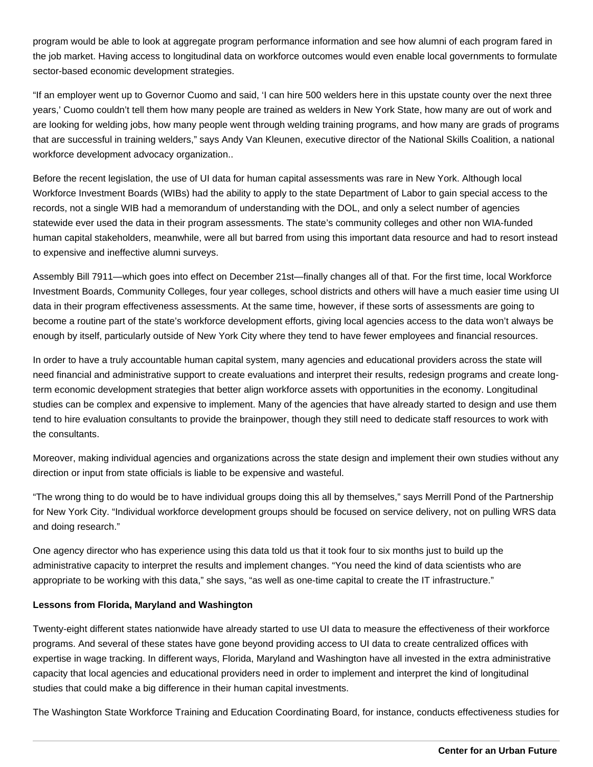program would be able to look at aggregate program performance information and see how alumni of each program fared in the job market. Having access to longitudinal data on workforce outcomes would even enable local governments to formulate sector-based economic development strategies.

"If an employer went up to Governor Cuomo and said, 'I can hire 500 welders here in this upstate county over the next three years,' Cuomo couldn't tell them how many people are trained as welders in New York State, how many are out of work and are looking for welding jobs, how many people went through welding training programs, and how many are grads of programs that are successful in training welders," says Andy Van Kleunen, executive director of the National Skills Coalition, a national workforce development advocacy organization..

Before the recent legislation, the use of UI data for human capital assessments was rare in New York. Although local Workforce Investment Boards (WIBs) had the ability to apply to the state Department of Labor to gain special access to the records, not a single WIB had a memorandum of understanding with the DOL, and only a select number of agencies statewide ever used the data in their program assessments. The state's community colleges and other non WIA-funded human capital stakeholders, meanwhile, were all but barred from using this important data resource and had to resort instead to expensive and ineffective alumni surveys.

Assembly Bill 7911—which goes into effect on December 21st—finally changes all of that. For the first time, local Workforce Investment Boards, Community Colleges, four year colleges, school districts and others will have a much easier time using UI data in their program effectiveness assessments. At the same time, however, if these sorts of assessments are going to become a routine part of the state's workforce development efforts, giving local agencies access to the data won't always be enough by itself, particularly outside of New York City where they tend to have fewer employees and financial resources.

In order to have a truly accountable human capital system, many agencies and educational providers across the state will need financial and administrative support to create evaluations and interpret their results, redesign programs and create long-term economic development strategies that better align workforce assets with opportunities in the economy. Longitudinal studies can be complex and expensive to implement. Many of the agencies that have already started to design and use them tend to hire evaluation consultants to provide the brainpower, though they still need to dedicate staff resources to work with the consultants.

Moreover, making individual agencies and organizations across the state design and implement their own studies without any direction or input from state officials is liable to be expensive and wasteful.

"The wrong thing to do would be to have individual groups doing this all by themselves," says Merrill Pond of the Partnership for New York City. "Individual workforce development groups should be focused on service delivery, not on pulling WRS data and doing research."

One agency director who has experience using this data told us that it took four to six months just to build up the administrative capacity to interpret the results and implement changes. "You need the kind of data scientists who are appropriate to be working with this data," she says, "as well as one-time capital to create the IT infrastructure."

**Lessons from Florida, Maryland and Washington**

Twenty-eight different states nationwide have already started to use UI data to measure the effectiveness of their workforce programs. And several of these states have gone beyond providing access to UI data to create centralized offices with expertise in wage tracking. In different ways, Florida, Maryland and Washington have all invested in the extra administrative capacity that local agencies and educational providers need in order to implement and interpret the kind of longitudinal studies that could make a big difference in their human capital investments.

The Washington State Workforce Training and Education Coordinating Board, for instance, conducts effectiveness studies for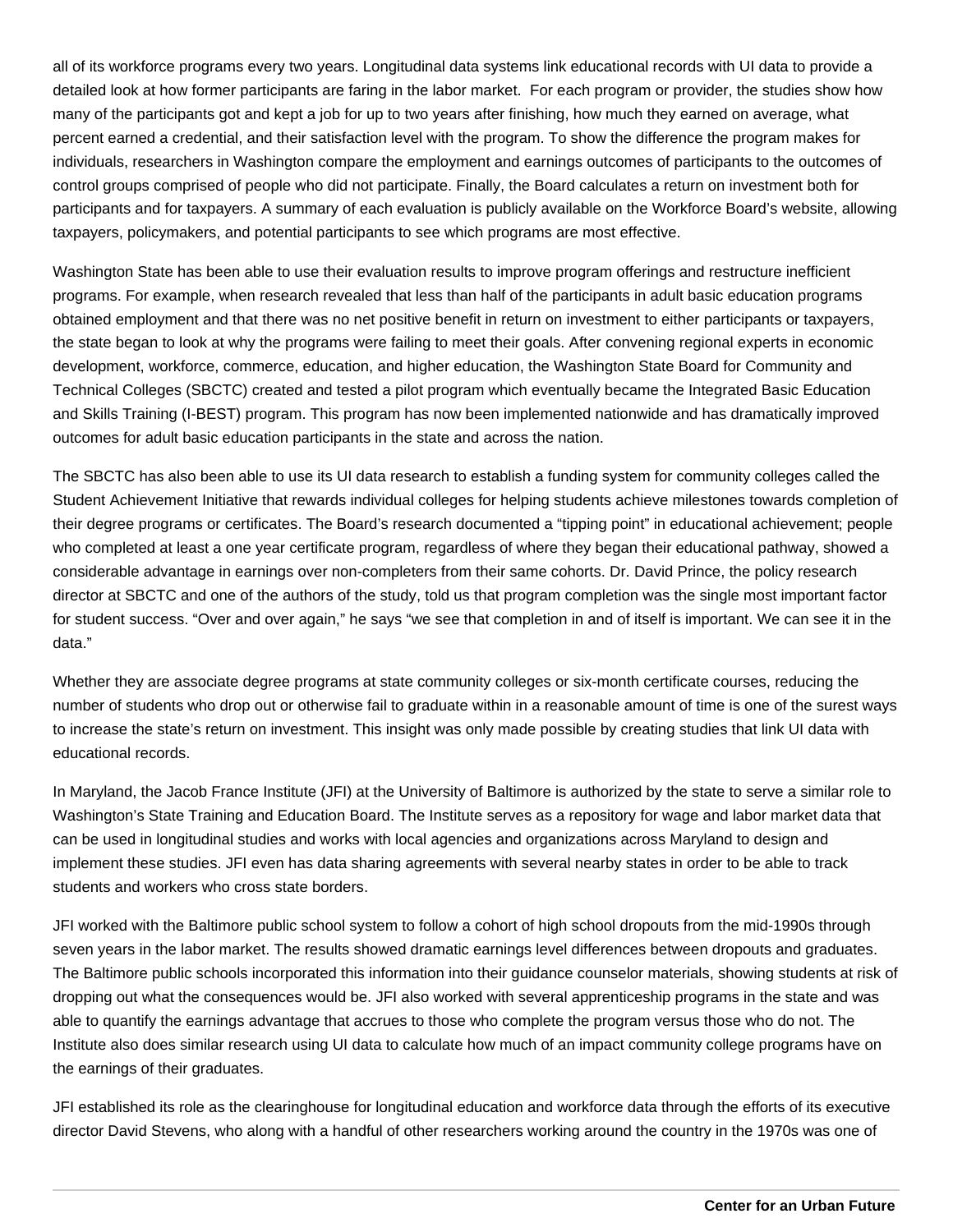all of its workforce programs every two years. Longitudinal data systems link educational records with UI data to provide a detailed look at how former participants are faring in the labor market. For each program or provider, the studies show how many of the participants got and kept a job for up to two years after finishing, how much they earned on average, what percent earned a credential, and their satisfaction level with the program. To show the difference the program makes for individuals, researchers in Washington compare the employment and earnings outcomes of participants to the outcomes of control groups comprised of people who did not participate. Finally, the Board calculates a return on investment both for participants and for taxpayers. A summary of each evaluation is publicly available on the Workforce Board's website, allowing taxpayers, policymakers, and potential participants to see which programs are most effective.

Washington State has been able to use their evaluation results to improve program offerings and restructure inefficient programs. For example, when research revealed that less than half of the participants in adult basic education programs obtained employment and that there was no net positive benefit in return on investment to either participants or taxpayers, the state began to look at why the programs were failing to meet their goals. After convening regional experts in economic development, workforce, commerce, education, and higher education, the Washington State Board for Community and Technical Colleges (SBCTC) created and tested a pilot program which eventually became the Integrated Basic Education and Skills Training (I-BEST) program. This program has now been implemented nationwide and has dramatically improved outcomes for adult basic education participants in the state and across the nation.

The SBCTC has also been able to use its UI data research to establish a funding system for community colleges called the Student Achievement Initiative that rewards individual colleges for helping students achieve milestones towards completion of their degree programs or certificates. The Board's research documented a "tipping point" in educational achievement; people who completed at least a one year certificate program, regardless of where they began their educational pathway, showed a considerable advantage in earnings over non-completers from their same cohorts. Dr. David Prince, the policy research director at SBCTC and one of the authors of the study, told us that program completion was the single most important factor for student success. "Over and over again," he says "we see that completion in and of itself is important. We can see it in the data."

Whether they are associate degree programs at state community colleges or six-month certificate courses, reducing the number of students who drop out or otherwise fail to graduate within in a reasonable amount of time is one of the surest ways to increase the state's return on investment. This insight was only made possible by creating studies that link UI data with educational records.

In Maryland, the Jacob France Institute (JFI) at the University of Baltimore is authorized by the state to serve a similar role to Washington's State Training and Education Board. The Institute serves as a repository for wage and labor market data that can be used in longitudinal studies and works with local agencies and organizations across Maryland to design and implement these studies. JFI even has data sharing agreements with several nearby states in order to be able to track students and workers who cross state borders.

JFI worked with the Baltimore public school system to follow a cohort of high school dropouts from the mid-1990s through seven years in the labor market. The results showed dramatic earnings level differences between dropouts and graduates. The Baltimore public schools incorporated this information into their guidance counselor materials, showing students at risk of dropping out what the consequences would be. JFI also worked with several apprenticeship programs in the state and was able to quantify the earnings advantage that accrues to those who complete the program versus those who do not. The Institute also does similar research using UI data to calculate how much of an impact community college programs have on the earnings of their graduates.

JFI established its role as the clearinghouse for longitudinal education and workforce data through the efforts of its executive director David Stevens, who along with a handful of other researchers working around the country in the 1970s was one of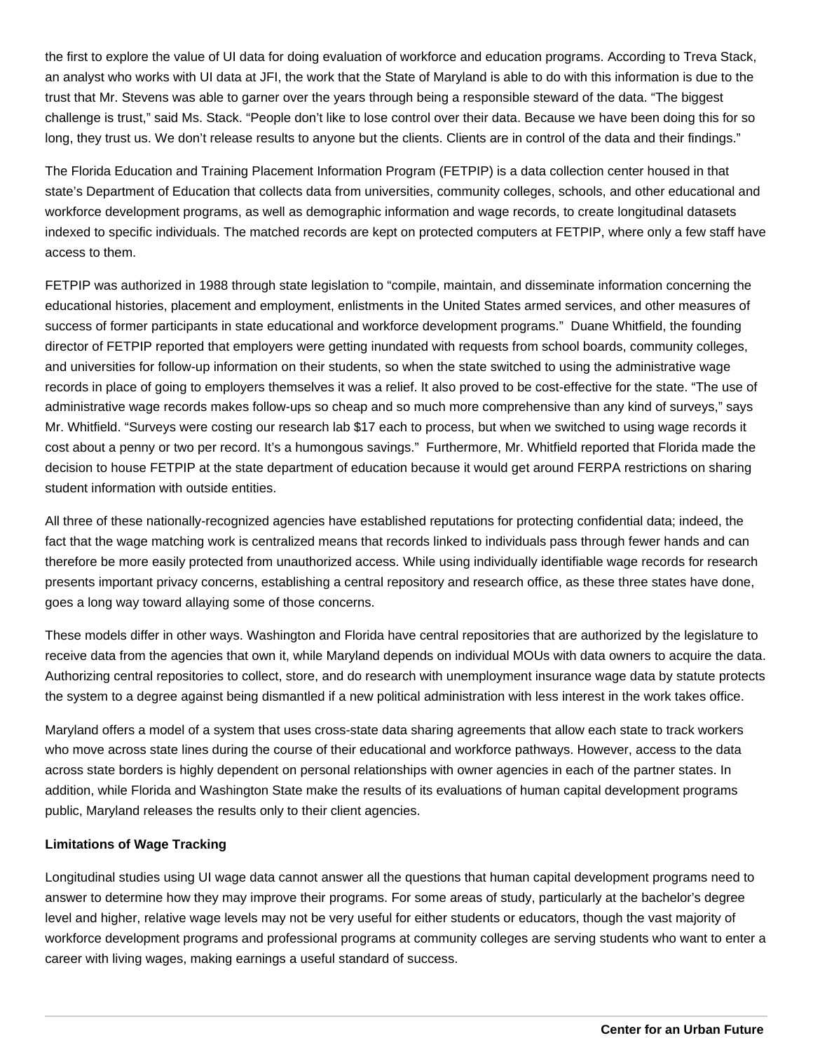the first to explore the value of UI data for doing evaluation of workforce and education programs. According to Treva Stack, an analyst who works with UI data at JFI, the work that the State of Maryland is able to do with this information is due to the trust that Mr. Stevens was able to garner over the years through being a responsible steward of the data. "The biggest challenge is trust," said Ms. Stack. "People don't like to lose control over their data. Because we have been doing this for so long, they trust us. We don't release results to anyone but the clients. Clients are in control of the data and their findings."

The Florida Education and Training Placement Information Program (FETPIP) is a data collection center housed in that state's Department of Education that collects data from universities, community colleges, schools, and other educational and workforce development programs, as well as demographic information and wage records, to create longitudinal datasets indexed to specific individuals. The matched records are kept on protected computers at FETPIP, where only a few staff have access to them.

FETPIP was authorized in 1988 through state legislation to "compile, maintain, and disseminate information concerning the educational histories, placement and employment, enlistments in the United States armed services, and other measures of success of former participants in state educational and workforce development programs." Duane Whitfield, the founding director of FETPIP reported that employers were getting inundated with requests from school boards, community colleges, and universities for follow-up information on their students, so when the state switched to using the administrative wage records in place of going to employers themselves it was a relief. It also proved to be cost-effective for the state. "The use of administrative wage records makes follow-ups so cheap and so much more comprehensive than any kind of surveys," says Mr. Whitfield. "Surveys were costing our research lab $17 each to process, but when we switched to using wage records it cost about a penny or two per record. It's a humongous savings." Furthermore, Mr. Whitfield reported that Florida made the decision to house FETPIP at the state department of education because it would get around FERPA restrictions on sharing student information with outside entities.

All three of these nationally-recognized agencies have established reputations for protecting confidential data; indeed, the fact that the wage matching work is centralized means that records linked to individuals pass through fewer hands and can therefore be more easily protected from unauthorized access. While using individually identifiable wage records for research presents important privacy concerns, establishing a central repository and research office, as these three states have done, goes a long way toward allaying some of those concerns.

These models differ in other ways. Washington and Florida have central repositories that are authorized by the legislature to receive data from the agencies that own it, while Maryland depends on individual MOUs with data owners to acquire the data. Authorizing central repositories to collect, store, and do research with unemployment insurance wage data by statute protects the system to a degree against being dismantled if a new political administration with less interest in the work takes office.

Maryland offers a model of a system that uses cross-state data sharing agreements that allow each state to track workers who move across state lines during the course of their educational and workforce pathways. However, access to the data across state borders is highly dependent on personal relationships with owner agencies in each of the partner states. In addition, while Florida and Washington State make the results of its evaluations of human capital development programs public, Maryland releases the results only to their client agencies.

**Limitations of Wage Tracking**

Longitudinal studies using UI wage data cannot answer all the questions that human capital development programs need to answer to determine how they may improve their programs. For some areas of study, particularly at the bachelor's degree level and higher, relative wage levels may not be very useful for either students or educators, though the vast majority of workforce development programs and professional programs at community colleges are serving students who want to enter a career with living wages, making earnings a useful standard of success.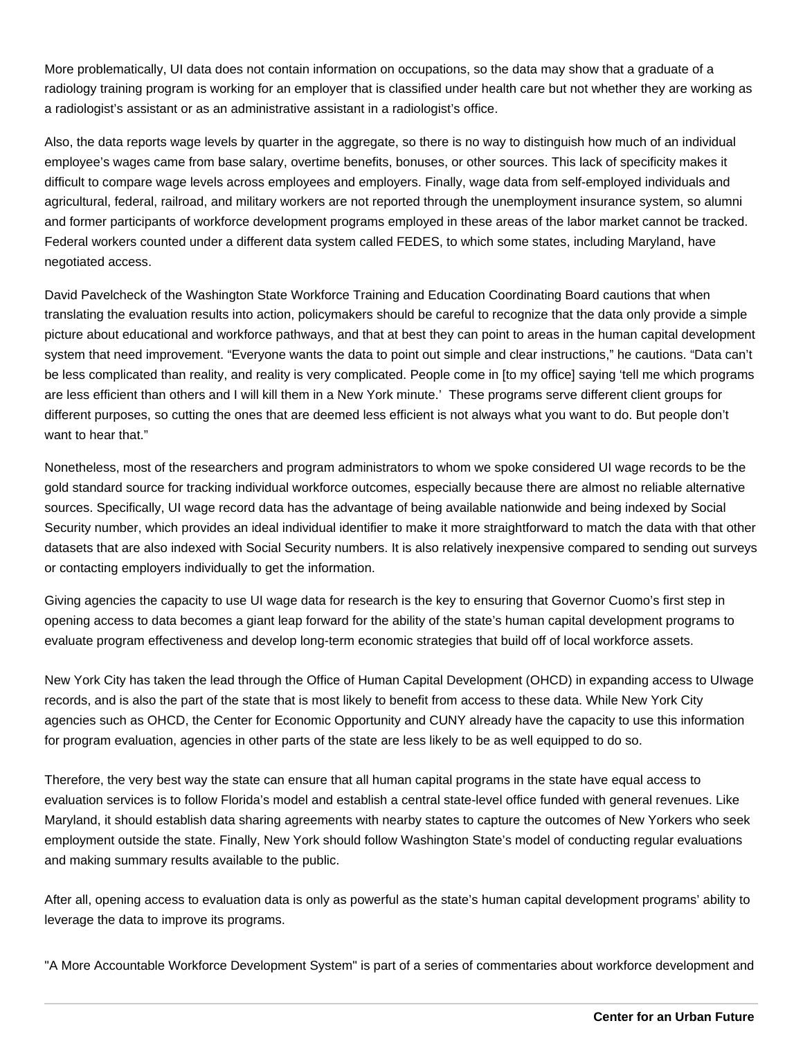More problematically, UI data does not contain information on occupations, so the data may show that a graduate of a radiology training program is working for an employer that is classified under health care but not whether they are working as a radiologist's assistant or as an administrative assistant in a radiologist's office.

Also, the data reports wage levels by quarter in the aggregate, so there is no way to distinguish how much of an individual employee's wages came from base salary, overtime benefits, bonuses, or other sources. This lack of specificity makes it difficult to compare wage levels across employees and employers. Finally, wage data from self-employed individuals and agricultural, federal, railroad, and military workers are not reported through the unemployment insurance system, so alumni and former participants of workforce development programs employed in these areas of the labor market cannot be tracked. Federal workers counted under a different data system called FEDES, to which some states, including Maryland, have negotiated access.

David Pavelcheck of the Washington State Workforce Training and Education Coordinating Board cautions that when translating the evaluation results into action, policymakers should be careful to recognize that the data only provide a simple picture about educational and workforce pathways, and that at best they can point to areas in the human capital development system that need improvement. "Everyone wants the data to point out simple and clear instructions," he cautions. "Data can't be less complicated than reality, and reality is very complicated. People come in [to my office] saying 'tell me which programs are less efficient than others and I will kill them in a New York minute.' These programs serve different client groups for different purposes, so cutting the ones that are deemed less efficient is not always what you want to do. But people don't want to hear that."

Nonetheless, most of the researchers and program administrators to whom we spoke considered UI wage records to be the gold standard source for tracking individual workforce outcomes, especially because there are almost no reliable alternative sources. Specifically, UI wage record data has the advantage of being available nationwide and being indexed by Social Security number, which provides an ideal individual identifier to make it more straightforward to match the data with that other datasets that are also indexed with Social Security numbers. It is also relatively inexpensive compared to sending out surveys or contacting employers individually to get the information.

Giving agencies the capacity to use UI wage data for research is the key to ensuring that Governor Cuomo's first step in opening access to data becomes a giant leap forward for the ability of the state's human capital development programs to evaluate program effectiveness and develop long-term economic strategies that build off of local workforce assets.

New York City has taken the lead through the Office of Human Capital Development (OHCD) in expanding access to UIwage records, and is also the part of the state that is most likely to benefit from access to these data. While New York City agencies such as OHCD, the Center for Economic Opportunity and CUNY already have the capacity to use this information for program evaluation, agencies in other parts of the state are less likely to be as well equipped to do so.

Therefore, the very best way the state can ensure that all human capital programs in the state have equal access to evaluation services is to follow Florida's model and establish a central state-level office funded with general revenues. Like Maryland, it should establish data sharing agreements with nearby states to capture the outcomes of New Yorkers who seek employment outside the state. Finally, New York should follow Washington State's model of conducting regular evaluations and making summary results available to the public.

After all, opening access to evaluation data is only as powerful as the state's human capital development programs' ability to leverage the data to improve its programs.

"A More Accountable Workforce Development System" is part of a series of commentaries about workforce development and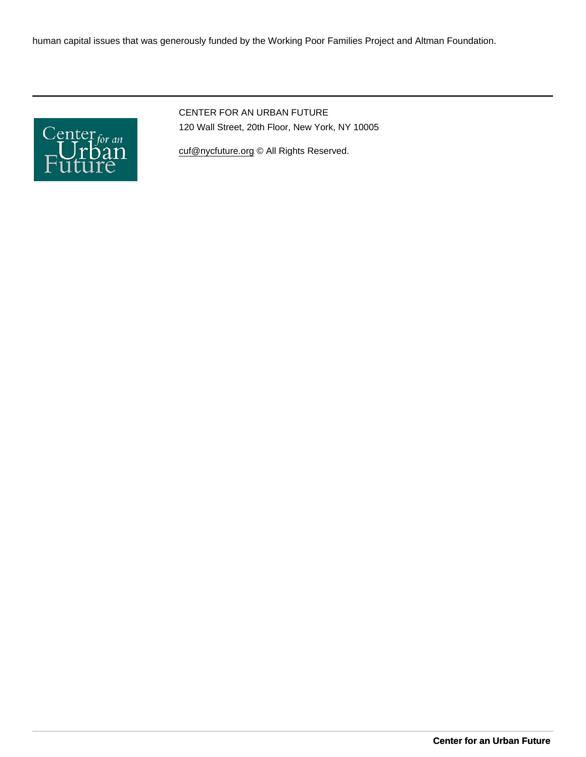human capital issues that was generously funded by the Working Poor Families Project and Altman Foundation.

---

CENTER FOR AN URBAN FUTURE
120 Wall Street, 20th Floor, New York, NY 10005

cuf@nycfuture.org © All Rights Reserved.